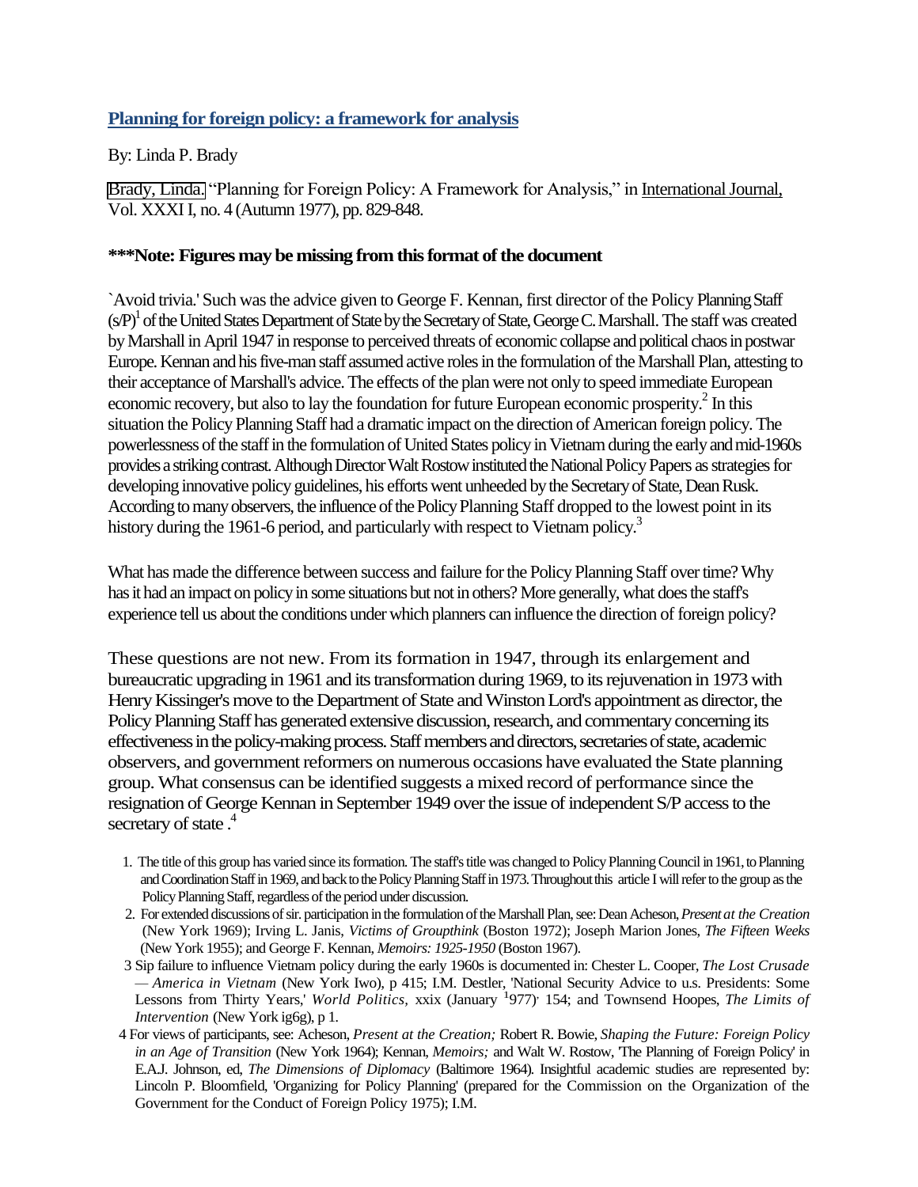## Planning for foreign policy: a framework for analysis

By: Linda P. Brady

Brady, Linda. "Planning for Foreign Policy: A Framework for Analysis," in International Journal, Vol. XXXI I, no. 4 (Autumn 1977), pp. 829-848.

**\*\*\*Note: Figures may be missing from this format of the document**

`Avoid trivia.' Such was the advice given to George F. Kennan, first director of the Policy Planning Staff (S/P)[1] of the United States Department of State by the Secretary of State, George C. Marshall. The staff was created by Marshall in April 1947 in response to perceived threats of economic collapse and political chaos in postwar Europe. Kennan and his five-man staff assumed active roles in the formulation of the Marshall Plan, attesting to their acceptance of Marshall's advice. The effects of the plan were not only to speed immediate European economic recovery, but also to lay the foundation for future European economic prosperity.[2] In this situation the Policy Planning Staff had a dramatic impact on the direction of American foreign policy. The powerlessness of the staff in the formulation of United States policy in Vietnam during the early and mid-1960s provides a striking contrast. Although Director Walt Rostow instituted the National Policy Papers as strategies for developing innovative policy guidelines, his efforts went unheeded by the Secretary of State, Dean Rusk. According to many observers, the influence of the Policy Planning Staff dropped to the lowest point in its history during the 1961-6 period, and particularly with respect to Vietnam policy.[3]

What has made the difference between success and failure for the Policy Planning Staff over time? Why has it had an impact on policy in some situations but not in others? More generally, what does the staff's experience tell us about the conditions under which planners can influence the direction of foreign policy?

These questions are not new. From its formation in 1947, through its enlargement and bureaucratic upgrading in 1961 and its transformation during 1969, to its rejuvenation in 1973 with Henry Kissinger's move to the Department of State and Winston Lord's appointment as director, the Policy Planning Staff has generated extensive discussion, research, and commentary concerning its effectiveness in the policy-making process. Staff members and directors, secretaries of state, academic observers, and government reformers on numerous occasions have evaluated the State planning group. What consensus can be identified suggests a mixed record of performance since the resignation of George Kennan in September 1949 over the issue of independent S/P access to the secretary of state .[4]

1. The title of this group has varied since its formation. The staff's title was changed to Policy Planning Council in 1961, to Planning and Coordination Staff in 1969, and back to the Policy Planning Staff in 1973. Throughout this article I will refer to the group as the Policy Planning Staff, regardless of the period under discussion.
2. For extended discussions of sir. participation in the formulation of the Marshall Plan, see: Dean Acheson, *Present at the Creation* (New York 1969); Irving L. Janis, *Victims of Groupthink* (Boston 1972); Joseph Marion Jones, *The Fifteen Weeks* (New York 1955); and George F. Kennan, *Memoirs: 1925-1950* (Boston 1967).
3. Sip failure to influence Vietnam policy during the early 1960s is documented in: Chester L. Cooper, *The Lost Crusade — America in Vietnam* (New York Iwo), p 415; I.M. Destler, 'National Security Advice to u.s. Presidents: Some Lessons from Thirty Years,' *World Politics*, xxix (January 1977), 154; and Townsend Hoopes, *The Limits of Intervention* (New York ig6g), p 1.
4. For views of participants, see: Acheson, *Present at the Creation;* Robert R. Bowie, *Shaping the Future: Foreign Policy in an Age of Transition* (New York 1964); Kennan, *Memoirs;* and Walt W. Rostow, 'The Planning of Foreign Policy' in E.A.J. Johnson, ed, *The Dimensions of Diplomacy* (Baltimore 1964). Insightful academic studies are represented by: Lincoln P. Bloomfield, 'Organizing for Policy Planning' (prepared for the Commission on the Organization of the Government for the Conduct of Foreign Policy 1975); I.M.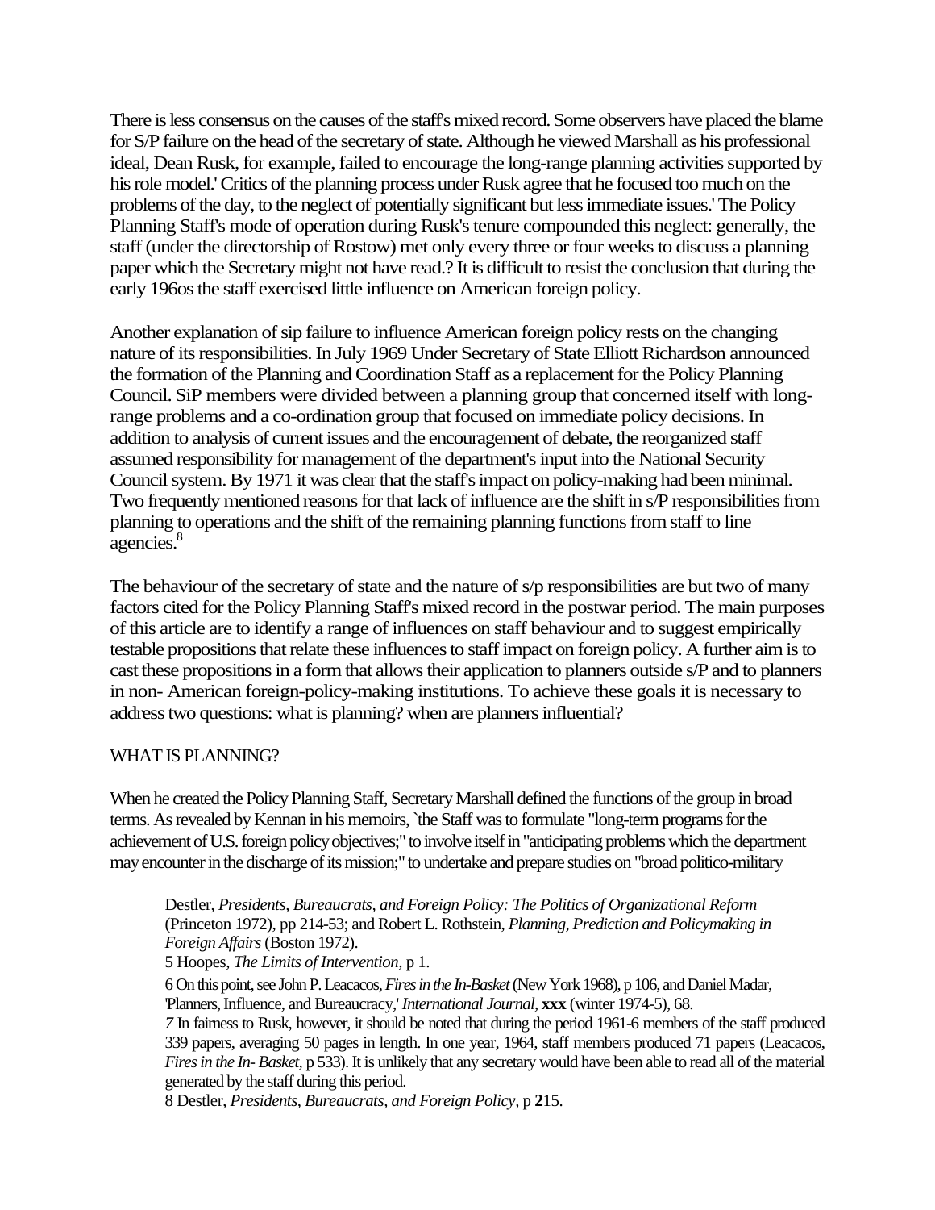There is less consensus on the causes of the staff's mixed record. Some observers have placed the blame for S/P failure on the head of the secretary of state. Although he viewed Marshall as his professional ideal, Dean Rusk, for example, failed to encourage the long-range planning activities supported by his role model.' Critics of the planning process under Rusk agree that he focused too much on the problems of the day, to the neglect of potentially significant but less immediate issues.' The Policy Planning Staff's mode of operation during Rusk's tenure compounded this neglect: generally, the staff (under the directorship of Rostow) met only every three or four weeks to discuss a planning paper which the Secretary might not have read.? It is difficult to resist the conclusion that during the early 196os the staff exercised little influence on American foreign policy.

Another explanation of sip failure to influence American foreign policy rests on the changing nature of its responsibilities. In July 1969 Under Secretary of State Elliott Richardson announced the formation of the Planning and Coordination Staff as a replacement for the Policy Planning Council. SiP members were divided between a planning group that concerned itself with long-range problems and a co-ordination group that focused on immediate policy decisions. In addition to analysis of current issues and the encouragement of debate, the reorganized staff assumed responsibility for management of the department's input into the National Security Council system. By 1971 it was clear that the staff's impact on policy-making had been minimal. Two frequently mentioned reasons for that lack of influence are the shift in s/P responsibilities from planning to operations and the shift of the remaining planning functions from staff to line agencies.[8]

The behaviour of the secretary of state and the nature of s/p responsibilities are but two of many factors cited for the Policy Planning Staff's mixed record in the postwar period. The main purposes of this article are to identify a range of influences on staff behaviour and to suggest empirically testable propositions that relate these influences to staff impact on foreign policy. A further aim is to cast these propositions in a form that allows their application to planners outside s/P and to planners in non- American foreign-policy-making institutions. To achieve these goals it is necessary to address two questions: what is planning? when are planners influential?

## WHAT IS PLANNING?

When he created the Policy Planning Staff, Secretary Marshall defined the functions of the group in broad terms. As revealed by Kennan in his memoirs, `the Staff was to formulate "long-term programs for the achievement of U.S. foreign policy objectives;" to involve itself in "anticipating problems which the department may encounter in the discharge of its mission;" to undertake and prepare studies on "broad politico-military

Destler, *Presidents, Bureaucrats, and Foreign Policy: The Politics of Organizational Reform* (Princeton 1972), pp 214-53; and Robert L. Rothstein, *Planning, Prediction and Policymaking in Foreign Affairs* (Boston 1972).

5 Hoopes, *The Limits of Intervention,* p 1.

6 On this point, see John P. Leacacos, *Fires in the In-Basket* (New York 1968), p 106, and Daniel Madar, 'Planners, Influence, and Bureaucracy,' *International Journal,* **xxx** (winter 1974-5), 68.

*7* In fairness to Rusk, however, it should be noted that during the period 1961-6 members of the staff produced 339 papers, averaging 50 pages in length. In one year, 1964, staff members produced 71 papers (Leacacos, *Fires in the In- Basket,* p 533). It is unlikely that any secretary would have been able to read all of the material generated by the staff during this period.

8 Destler, *Presidents, Bureaucrats, and Foreign Policy,* p **2**15.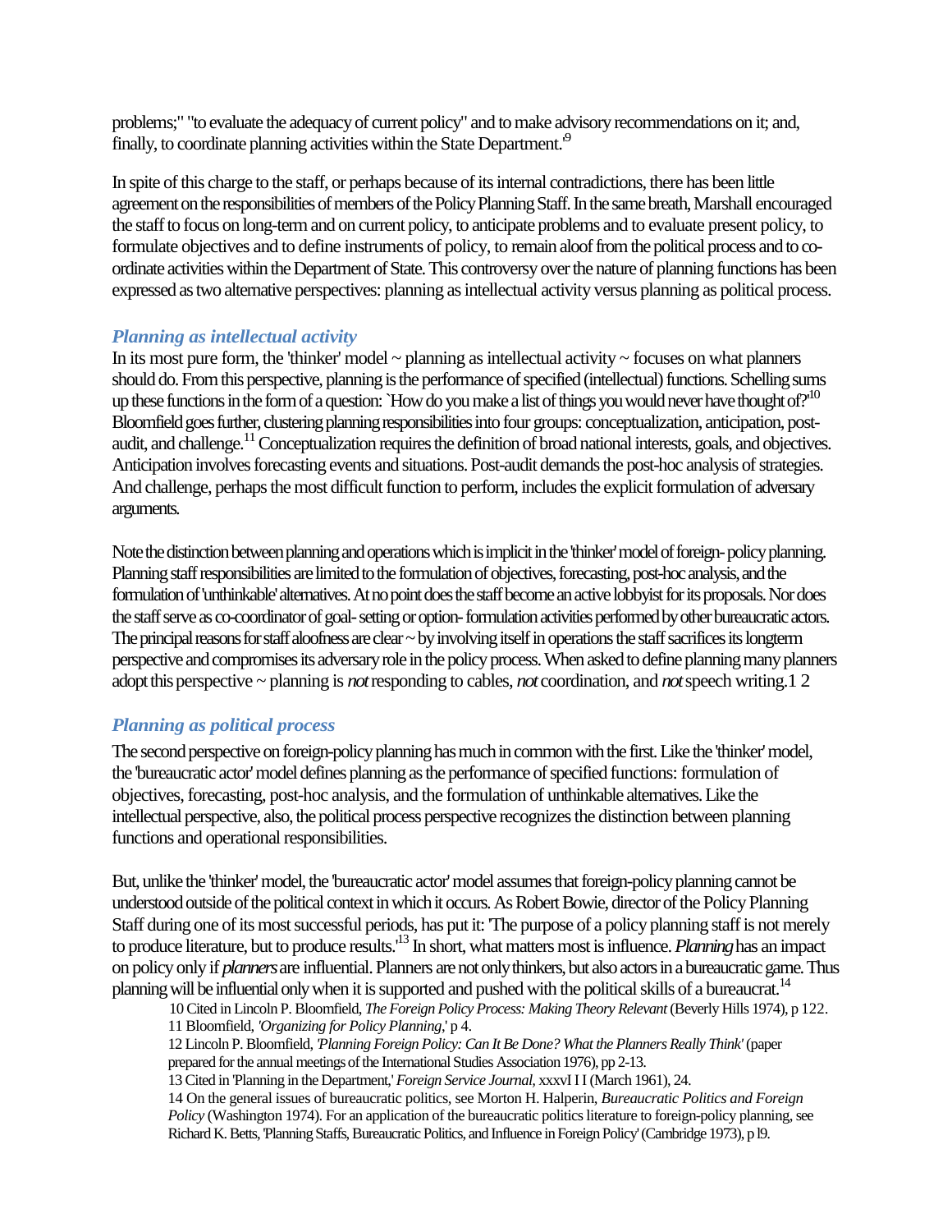problems;" "to evaluate the adequacy of current policy" and to make advisory recommendations on it; and, finally, to coordinate planning activities within the State Department.'[9]

In spite of this charge to the staff, or perhaps because of its internal contradictions, there has been little agreement on the responsibilities of members of the Policy Planning Staff. In the same breath, Marshall encouraged the staff to focus on long-term and on current policy, to anticipate problems and to evaluate present policy, to formulate objectives and to define instruments of policy, to remain aloof from the political process and to co-ordinate activities within the Department of State. This controversy over the nature of planning functions has been expressed as two alternative perspectives: planning as intellectual activity versus planning as political process.

### *Planning as intellectual activity*

In its most pure form, the 'thinker' model ~ planning as intellectual activity ~ focuses on what planners should do. From this perspective, planning is the performance of specified (intellectual) functions. Schelling sums up these functions in the form of a question: `How do you make a list of things you would never have thought of?'[10] Bloomfield goes further, clustering planning responsibilities into four groups: conceptualization, anticipation, post-audit, and challenge.[11] Conceptualization requires the definition of broad national interests, goals, and objectives. Anticipation involves forecasting events and situations. Post-audit demands the post-hoc analysis of strategies. And challenge, perhaps the most difficult function to perform, includes the explicit formulation of adversary arguments.

Note the distinction between planning and operations which is implicit in the 'thinker' model of foreign-policy planning. Planning staff responsibilities are limited to the formulation of objectives, forecasting, post-hoc analysis, and the formulation of 'unthinkable' alternatives. At no point does the staff become an active lobbyist for its proposals. Nor does the staff serve as co-coordinator of goal-setting or option-formulation activities performed by other bureaucratic actors. The principal reasons for staff aloofness are clear ~ by involving itself in operations the staff sacrifices its longterm perspective and compromises its adversary role in the policy process. When asked to define planning many planners adopt this perspective ~ planning is *not* responding to cables, *not* coordination, and *not* speech writing.[12]

### *Planning as political process*

The second perspective on foreign-policy planning has much in common with the first. Like the 'thinker' model, the 'bureaucratic actor' model defines planning as the performance of specified functions: formulation of objectives, forecasting, post-hoc analysis, and the formulation of unthinkable alternatives. Like the intellectual perspective, also, the political process perspective recognizes the distinction between planning functions and operational responsibilities.

But, unlike the 'thinker' model, the 'bureaucratic actor' model assumes that foreign-policy planning cannot be understood outside of the political context in which it occurs. As Robert Bowie, director of the Policy Planning Staff during one of its most successful periods, has put it: 'The purpose of a policy planning staff is not merely to produce literature, but to produce results.'[13] In short, what matters most is influence. *Planning* has an impact on policy only if *planners* are influential. Planners are not only thinkers, but also actors in a bureaucratic game. Thus planning will be influential only when it is supported and pushed with the political skills of a bureaucrat.[14]

10 Cited in Lincoln P. Bloomfield, *The Foreign Policy Process: Making Theory Relevant* (Beverly Hills 1974), p 122.

11 Bloomfield, *'Organizing for Policy Planning,'* p 4.

12 Lincoln P. Bloomfield, *'Planning Foreign Policy: Can It Be Done? What the Planners Really Think'* (paper prepared for the annual meetings of the International Studies Association 1976), pp 2-13.

13 Cited in 'Planning in the Department,' *Foreign Service Journal,* xxxvI I I (March 1961), 24.

14 On the general issues of bureaucratic politics, see Morton H. Halperin, *Bureaucratic Politics and Foreign Policy* (Washington 1974). For an application of the bureaucratic politics literature to foreign-policy planning, see Richard K. Betts, 'Planning Staffs, Bureaucratic Politics, and Influence in Foreign Policy' (Cambridge 1973), p l9.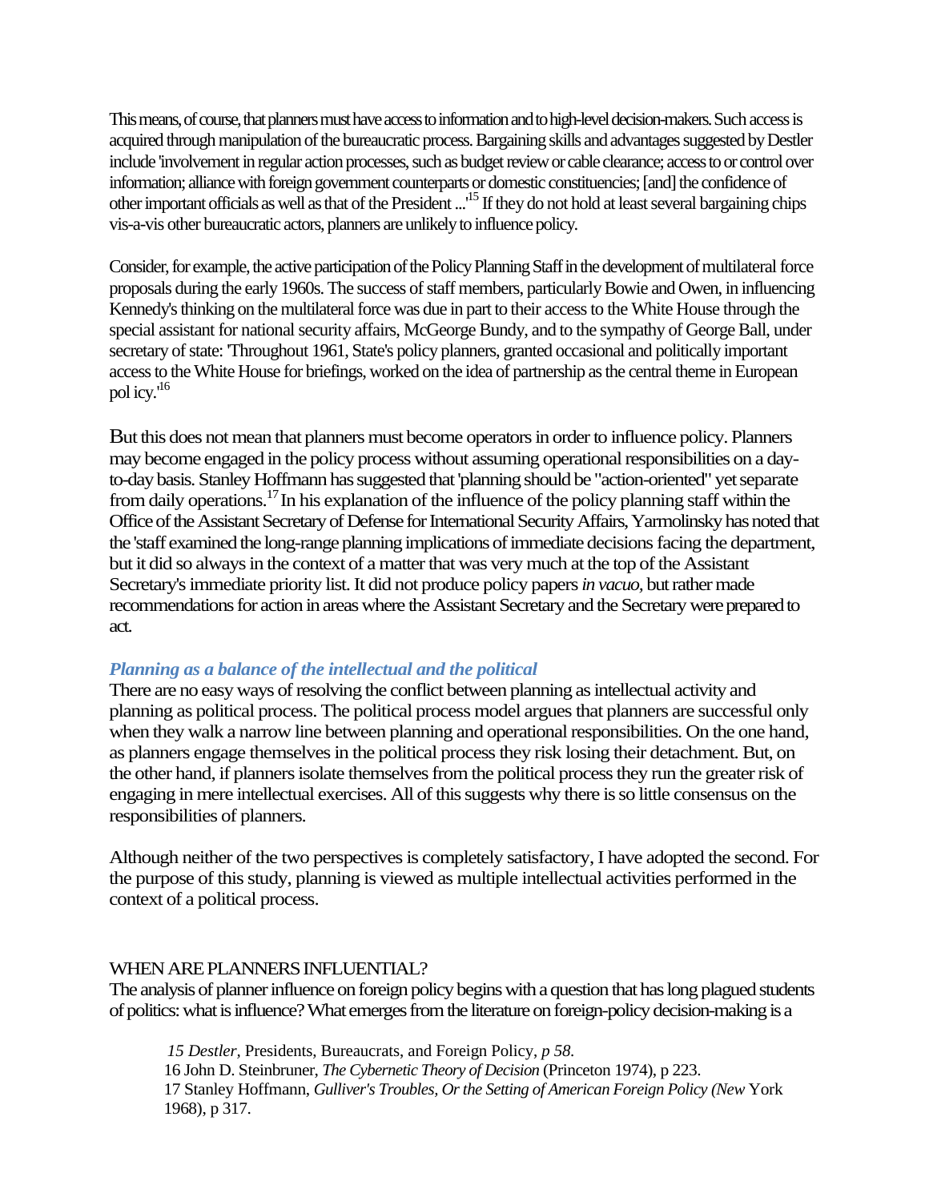This means, of course, that planners must have access to information and to high-level decision-makers. Such access is acquired through manipulation of the bureaucratic process. Bargaining skills and advantages suggested by Destler include 'involvement in regular action processes, such as budget review or cable clearance; access to or control over information; alliance with foreign government counterparts or domestic constituencies; [and] the confidence of other important officials as well as that of the President ...'[15] If they do not hold at least several bargaining chips vis-a-vis other bureaucratic actors, planners are unlikely to influence policy.

Consider, for example, the active participation of the Policy Planning Staff in the development of multilateral force proposals during the early 1960s. The success of staff members, particularly Bowie and Owen, in influencing Kennedy's thinking on the multilateral force was due in part to their access to the White House through the special assistant for national security affairs, McGeorge Bundy, and to the sympathy of George Ball, under secretary of state: 'Throughout 1961, State's policy planners, granted occasional and politically important access to the White House for briefings, worked on the idea of partnership as the central theme in European pol icy.'[16]

But this does not mean that planners must become operators in order to influence policy. Planners may become engaged in the policy process without assuming operational responsibilities on a day-to-day basis. Stanley Hoffmann has suggested that 'planning should be "action-oriented" yet separate from daily operations.[17] In his explanation of the influence of the policy planning staff within the Office of the Assistant Secretary of Defense for International Security Affairs, Yarmolinsky has noted that the 'staff examined the long-range planning implications of immediate decisions facing the department, but it did so always in the context of a matter that was very much at the top of the Assistant Secretary's immediate priority list. It did not produce policy papers *in vacuo,* but rather made recommendations for action in areas where the Assistant Secretary and the Secretary were prepared to act.

### *Planning as a balance of the intellectual and the political*

There are no easy ways of resolving the conflict between planning as intellectual activity and planning as political process. The political process model argues that planners are successful only when they walk a narrow line between planning and operational responsibilities. On the one hand, as planners engage themselves in the political process they risk losing their detachment. But, on the other hand, if planners isolate themselves from the political process they run the greater risk of engaging in mere intellectual exercises. All of this suggests why there is so little consensus on the responsibilities of planners.

Although neither of the two perspectives is completely satisfactory, I have adopted the second. For the purpose of this study, planning is viewed as multiple intellectual activities performed in the context of a political process.

## WHEN ARE PLANNERS INFLUENTIAL?

The analysis of planner influence on foreign policy begins with a question that has long plagued students of politics: what is influence? What emerges from the literature on foreign-policy decision-making is a

15 *Destler,* Presidents, Bureaucrats, and Foreign Policy, *p 58.*

16 John D. Steinbruner, *The Cybernetic Theory of Decision* (Princeton 1974), p 223.

17 Stanley Hoffmann, *Gulliver's Troubles, Or the Setting of American Foreign Policy (New* York 1968), p 317.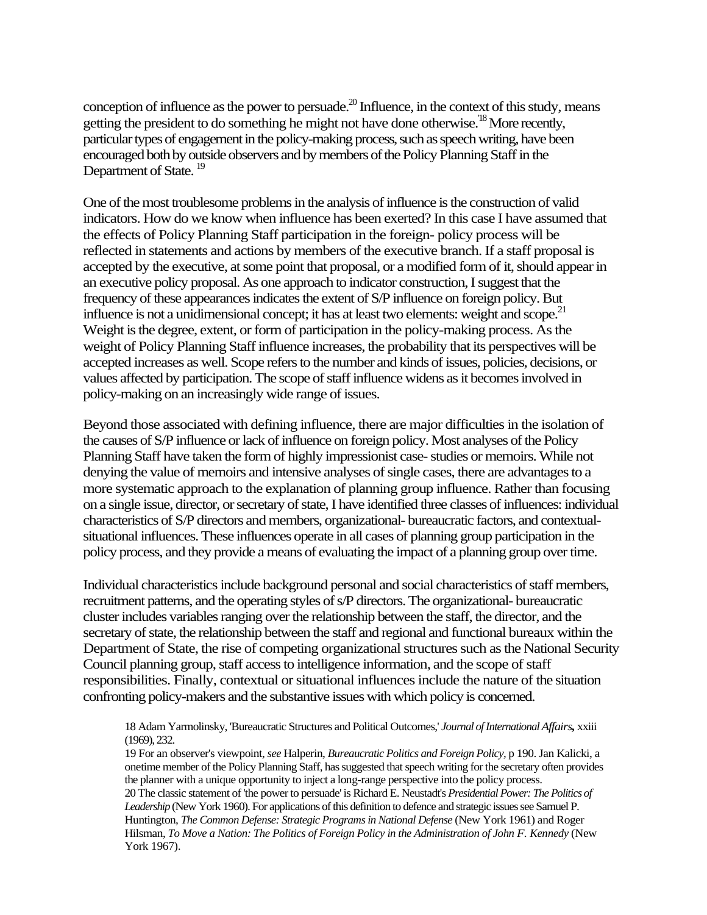conception of influence as the power to persuade.[20] Influence, in the context of this study, means getting the president to do something he might not have done otherwise.[18] More recently, particular types of engagement in the policy-making process, such as speech writing, have been encouraged both by outside observers and by members of the Policy Planning Staff in the Department of State. [19]

One of the most troublesome problems in the analysis of influence is the construction of valid indicators. How do we know when influence has been exerted? In this case I have assumed that the effects of Policy Planning Staff participation in the foreign- policy process will be reflected in statements and actions by members of the executive branch. If a staff proposal is accepted by the executive, at some point that proposal, or a modified form of it, should appear in an executive policy proposal. As one approach to indicator construction, I suggest that the frequency of these appearances indicates the extent of S/P influence on foreign policy. But influence is not a unidimensional concept; it has at least two elements: weight and scope.[21] Weight is the degree, extent, or form of participation in the policy-making process. As the weight of Policy Planning Staff influence increases, the probability that its perspectives will be accepted increases as well. Scope refers to the number and kinds of issues, policies, decisions, or values affected by participation. The scope of staff influence widens as it becomes involved in policy-making on an increasingly wide range of issues.

Beyond those associated with defining influence, there are major difficulties in the isolation of the causes of S/P influence or lack of influence on foreign policy. Most analyses of the Policy Planning Staff have taken the form of highly impressionist case- studies or memoirs. While not denying the value of memoirs and intensive analyses of single cases, there are advantages to a more systematic approach to the explanation of planning group influence. Rather than focusing on a single issue, director, or secretary of state, I have identified three classes of influences: individual characteristics of S/P directors and members, organizational- bureaucratic factors, and contextual-situational influences. These influences operate in all cases of planning group participation in the policy process, and they provide a means of evaluating the impact of a planning group over time.

Individual characteristics include background personal and social characteristics of staff members, recruitment patterns, and the operating styles of s/P directors. The organizational- bureaucratic cluster includes variables ranging over the relationship between the staff, the director, and the secretary of state, the relationship between the staff and regional and functional bureaux within the Department of State, the rise of competing organizational structures such as the National Security Council planning group, staff access to intelligence information, and the scope of staff responsibilities. Finally, contextual or situational influences include the nature of the situation confronting policy-makers and the substantive issues with which policy is concerned.

18 Adam Yarmolinsky, 'Bureaucratic Structures and Political Outcomes,' *Journal of International Affairs,* xxiii (1969), 232.

19 For an observer's viewpoint, *see* Halperin, *Bureaucratic Politics and Foreign Policy,* p 190. Jan Kalicki, a onetime member of the Policy Planning Staff, has suggested that speech writing for the secretary often provides the planner with a unique opportunity to inject a long-range perspective into the policy process.

20 The classic statement of 'the power to persuade' is Richard E. Neustadt's *Presidential Power: The Politics of Leadership* (New York 1960). For applications of this definition to defence and strategic issues see Samuel P. Huntington, *The Common Defense: Strategic Programs in National Defense* (New York 1961) and Roger Hilsman, *To Move a Nation: The Politics of Foreign Policy in the Administration of John F. Kennedy* (New York 1967).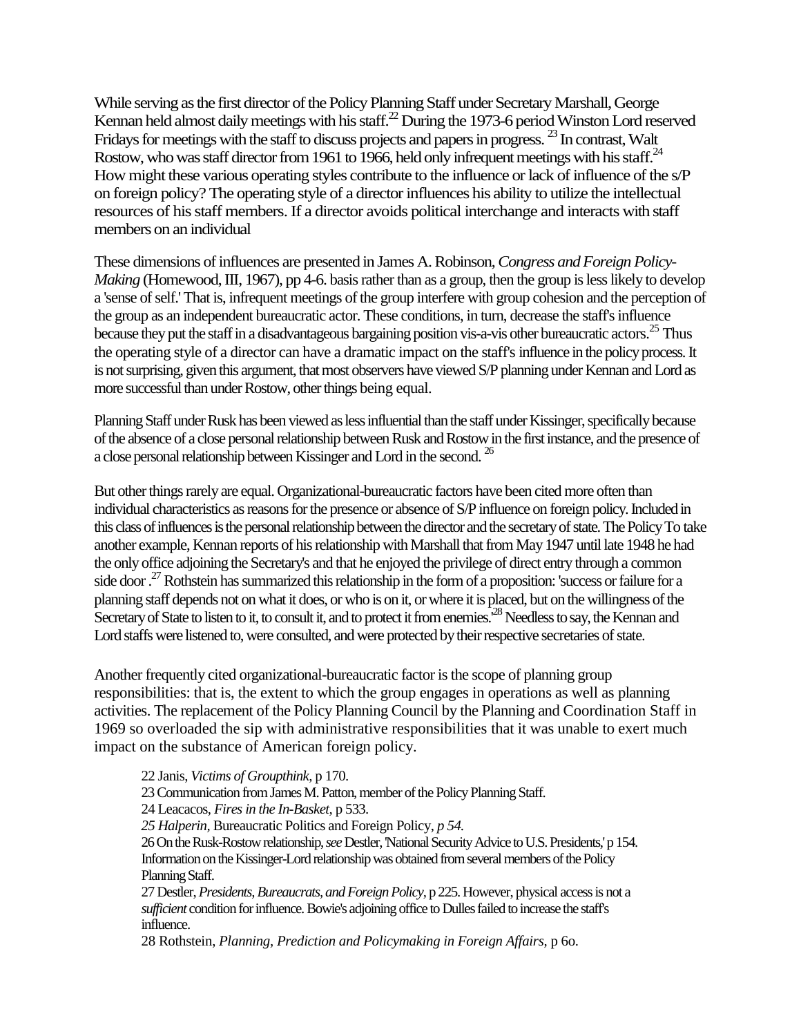While serving as the first director of the Policy Planning Staff under Secretary Marshall, George Kennan held almost daily meetings with his staff.[22] During the 1973-6 period Winston Lord reserved Fridays for meetings with the staff to discuss projects and papers in progress. [23] In contrast, Walt Rostow, who was staff director from 1961 to 1966, held only infrequent meetings with his staff.[24] How might these various operating styles contribute to the influence or lack of influence of the s/P on foreign policy? The operating style of a director influences his ability to utilize the intellectual resources of his staff members. If a director avoids political interchange and interacts with staff members on an individual

These dimensions of influences are presented in James A. Robinson, *Congress and Foreign Policy-Making* (Homewood, III, 1967), pp 4-6. basis rather than as a group, then the group is less likely to develop a 'sense of self.' That is, infrequent meetings of the group interfere with group cohesion and the perception of the group as an independent bureaucratic actor. These conditions, in turn, decrease the staff's influence because they put the staff in a disadvantageous bargaining position vis-a-vis other bureaucratic actors.[25] Thus the operating style of a director can have a dramatic impact on the staff's influence in the policy process. It is not surprising, given this argument, that most observers have viewed S/P planning under Kennan and Lord as more successful than under Rostow, other things being equal.

Planning Staff under Rusk has been viewed as less influential than the staff under Kissinger, specifically because of the absence of a close personal relationship between Rusk and Rostow in the first instance, and the presence of a close personal relationship between Kissinger and Lord in the second. [26]

But other things rarely are equal. Organizational-bureaucratic factors have been cited more often than individual characteristics as reasons for the presence or absence of S/P influence on foreign policy. Included in this class of influences is the personal relationship between the director and the secretary of state. The Policy To take another example, Kennan reports of his relationship with Marshall that from May 1947 until late 1948 he had the only office adjoining the Secretary's and that he enjoyed the privilege of direct entry through a common side door .[27] Rothstein has summarized this relationship in the form of a proposition: 'success or failure for a planning staff depends not on what it does, or who is on it, or where it is placed, but on the willingness of the Secretary of State to listen to it, to consult it, and to protect it from enemies.'[28] Needless to say, the Kennan and Lord staffs were listened to, were consulted, and were protected by their respective secretaries of state.

Another frequently cited organizational-bureaucratic factor is the scope of planning group responsibilities: that is, the extent to which the group engages in operations as well as planning activities. The replacement of the Policy Planning Council by the Planning and Coordination Staff in 1969 so overloaded the sip with administrative responsibilities that it was unable to exert much impact on the substance of American foreign policy.

22 Janis, *Victims of Groupthink*, p 170.

23 Communication from James M. Patton, member of the Policy Planning Staff.

24 Leacacos, *Fires in the In-Basket*, p 533.

*25 Halperin,* Bureaucratic Politics and Foreign Policy*, p 54.*

26 On the Rusk-Rostow relationship, *see* Destler, 'National Security Advice to U.S. Presidents,' p 154. Information on the Kissinger-Lord relationship was obtained from several members of the Policy Planning Staff.

27 Destler, *Presidents, Bureaucrats, and Foreign Policy*, p 225. However, physical access is not a *sufficient* condition for influence. Bowie's adjoining office to Dulles failed to increase the staff's influence.

28 Rothstein, *Planning, Prediction and Policymaking in Foreign Affairs*, p 6o.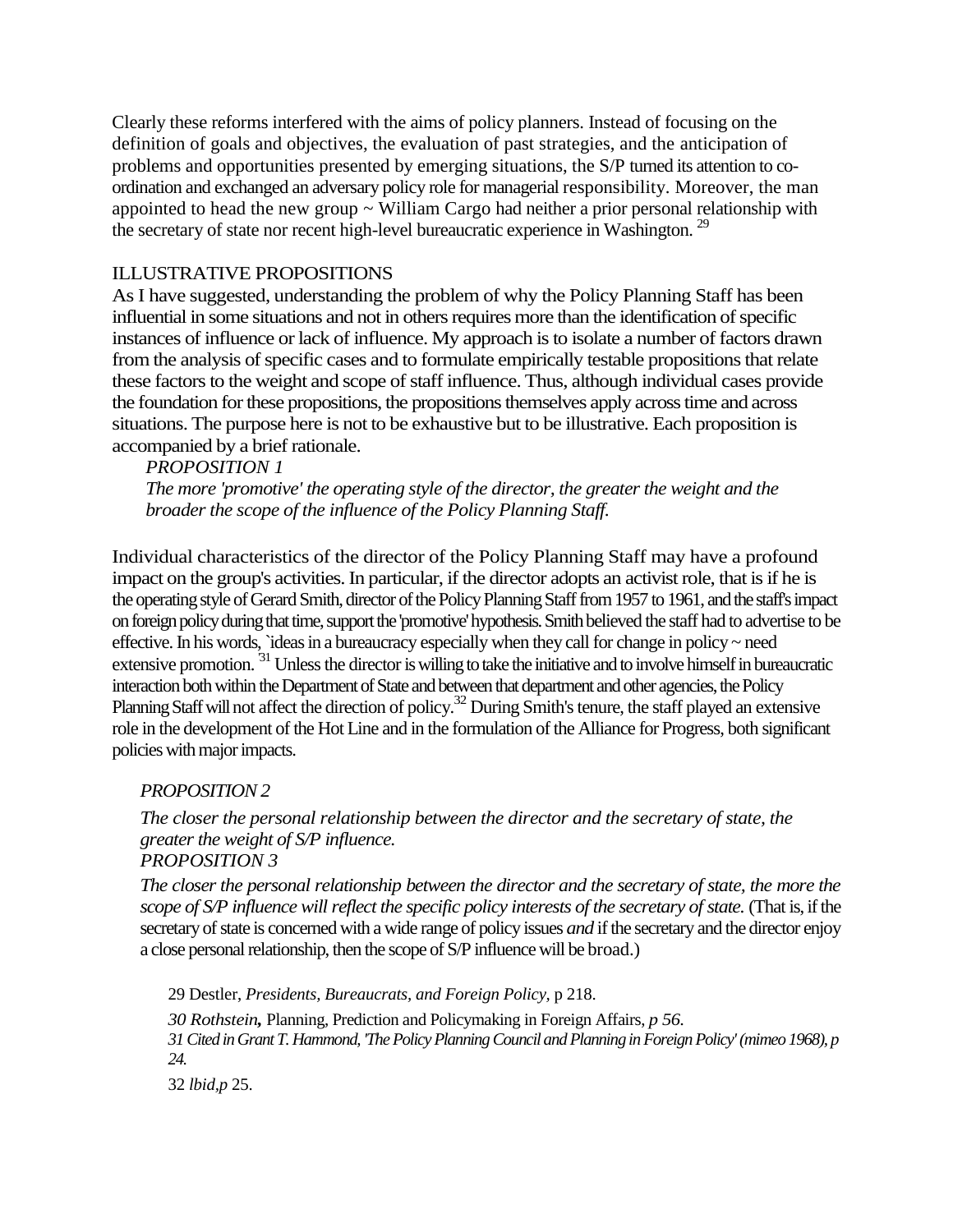Clearly these reforms interfered with the aims of policy planners. Instead of focusing on the definition of goals and objectives, the evaluation of past strategies, and the anticipation of problems and opportunities presented by emerging situations, the S/P turned its attention to co-ordination and exchanged an adversary policy role for managerial responsibility. Moreover, the man appointed to head the new group ~ William Cargo had neither a prior personal relationship with the secretary of state nor recent high-level bureaucratic experience in Washington.[29]

## ILLUSTRATIVE PROPOSITIONS

As I have suggested, understanding the problem of why the Policy Planning Staff has been influential in some situations and not in others requires more than the identification of specific instances of influence or lack of influence. My approach is to isolate a number of factors drawn from the analysis of specific cases and to formulate empirically testable propositions that relate these factors to the weight and scope of staff influence. Thus, although individual cases provide the foundation for these propositions, the propositions themselves apply across time and across situations. The purpose here is not to be exhaustive but to be illustrative. Each proposition is accompanied by a brief rationale.

*PROPOSITION 1*

*The more 'promotive' the operating style of the director, the greater the weight and the broader the scope of the influence of the Policy Planning Staff.*

Individual characteristics of the director of the Policy Planning Staff may have a profound impact on the group's activities. In particular, if the director adopts an activist role, that is if he is the operating style of Gerard Smith, director of the Policy Planning Staff from 1957 to 1961, and the staff's impact on foreign policy during that time, support the 'promotive' hypothesis. Smith believed the staff had to advertise to be effective. In his words, `ideas in a bureaucracy especially when they call for change in policy ~ need extensive promotion.[31] Unless the director is willing to take the initiative and to involve himself in bureaucratic interaction both within the Department of State and between that department and other agencies, the Policy Planning Staff will not affect the direction of policy.[32] During Smith's tenure, the staff played an extensive role in the development of the Hot Line and in the formulation of the Alliance for Progress, both significant policies with major impacts.

*PROPOSITION 2*

*The closer the personal relationship between the director and the secretary of state, the greater the weight of S/P influence.*

*PROPOSITION 3*

*The closer the personal relationship between the director and the secretary of state, the more the scope of S/P influence will reflect the specific policy interests of the secretary of state.* (That is, if the secretary of state is concerned with a wide range of policy issues *and* if the secretary and the director enjoy a close personal relationship, then the scope of S/P influence will be broad.)

29 Destler, *Presidents, Bureaucrats, and Foreign Policy,* p 218.

*30 Rothstein,* Planning, Prediction and Policymaking in Foreign Affairs, *p 56.*

*31 Cited in Grant T. Hammond, 'The Policy Planning Council and Planning in Foreign Policy' (mimeo 1968), p 24.*

32 *lbid,p* 25.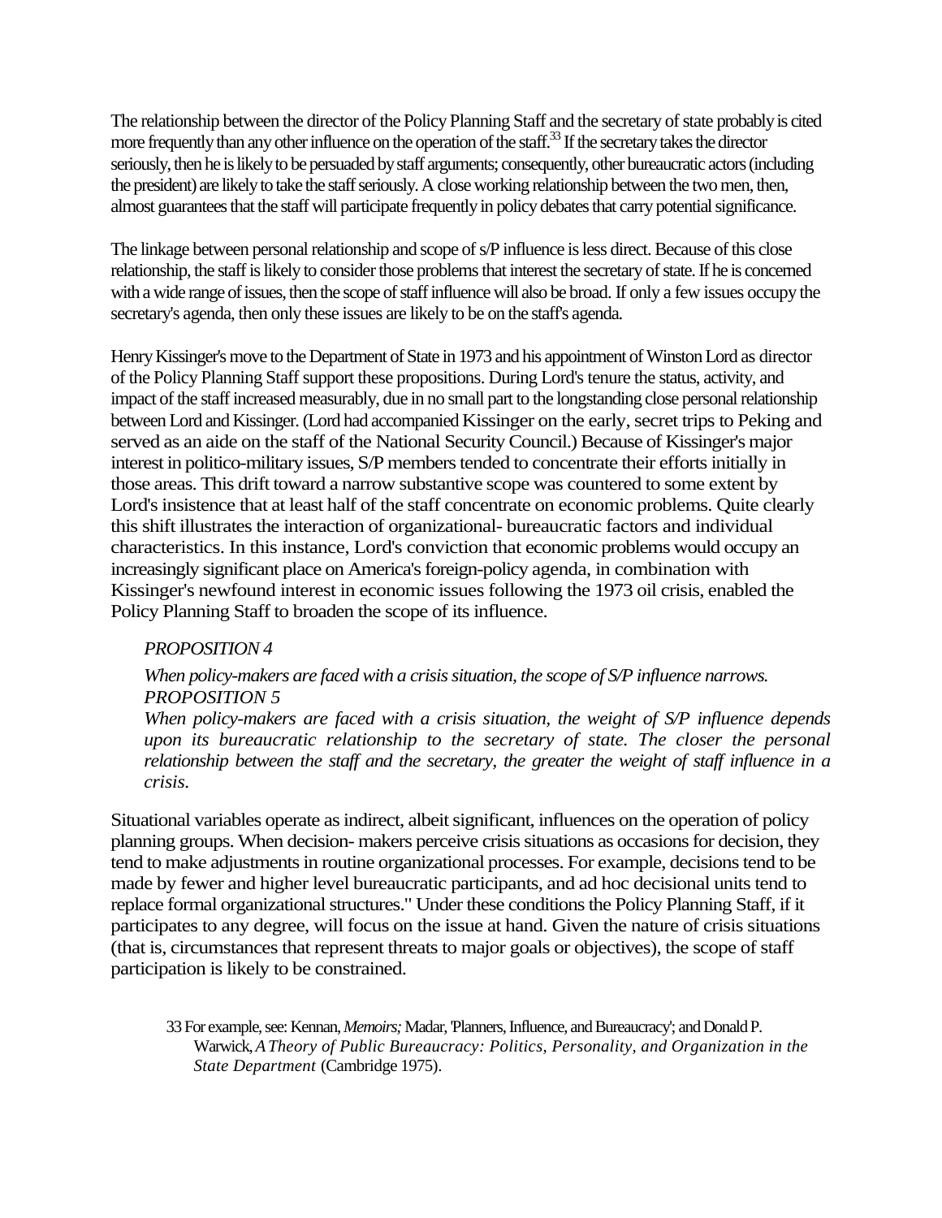The relationship between the director of the Policy Planning Staff and the secretary of state probably is cited more frequently than any other influence on the operation of the staff.[33] If the secretary takes the director seriously, then he is likely to be persuaded by staff arguments; consequently, other bureaucratic actors (including the president) are likely to take the staff seriously. A close working relationship between the two men, then, almost guarantees that the staff will participate frequently in policy debates that carry potential significance.

The linkage between personal relationship and scope of s/P influence is less direct. Because of this close relationship, the staff is likely to consider those problems that interest the secretary of state. If he is concerned with a wide range of issues, then the scope of staff influence will also be broad. If only a few issues occupy the secretary's agenda, then only these issues are likely to be on the staff's agenda.

Henry Kissinger's move to the Department of State in 1973 and his appointment of Winston Lord as director of the Policy Planning Staff support these propositions. During Lord's tenure the status, activity, and impact of the staff increased measurably, due in no small part to the longstanding close personal relationship between Lord and Kissinger. (Lord had accompanied Kissinger on the early, secret trips to Peking and served as an aide on the staff of the National Security Council.) Because of Kissinger's major interest in politico-military issues, S/P members tended to concentrate their efforts initially in those areas. This drift toward a narrow substantive scope was countered to some extent by Lord's insistence that at least half of the staff concentrate on economic problems. Quite clearly this shift illustrates the interaction of organizational- bureaucratic factors and individual characteristics. In this instance, Lord's conviction that economic problems would occupy an increasingly significant place on America's foreign-policy agenda, in combination with Kissinger's newfound interest in economic issues following the 1973 oil crisis, enabled the Policy Planning Staff to broaden the scope of its influence.

*PROPOSITION 4*

*When policy-makers are faced with a crisis situation, the scope of S/P influence narrows.*

*PROPOSITION 5*

*When policy-makers are faced with a crisis situation, the weight of S/P influence depends upon its bureaucratic relationship to the secretary of state. The closer the personal relationship between the staff and the secretary, the greater the weight of staff influence in a crisis.*

Situational variables operate as indirect, albeit significant, influences on the operation of policy planning groups. When decision- makers perceive crisis situations as occasions for decision, they tend to make adjustments in routine organizational processes. For example, decisions tend to be made by fewer and higher level bureaucratic participants, and ad hoc decisional units tend to replace formal organizational structures." Under these conditions the Policy Planning Staff, if it participates to any degree, will focus on the issue at hand. Given the nature of crisis situations (that is, circumstances that represent threats to major goals or objectives), the scope of staff participation is likely to be constrained.

33 For example, see: Kennan, *Memoirs;* Madar, 'Planners, Influence, and Bureaucracy'; and Donald P. Warwick, *A Theory of Public Bureaucracy: Politics, Personality, and Organization in the State Department* (Cambridge 1975).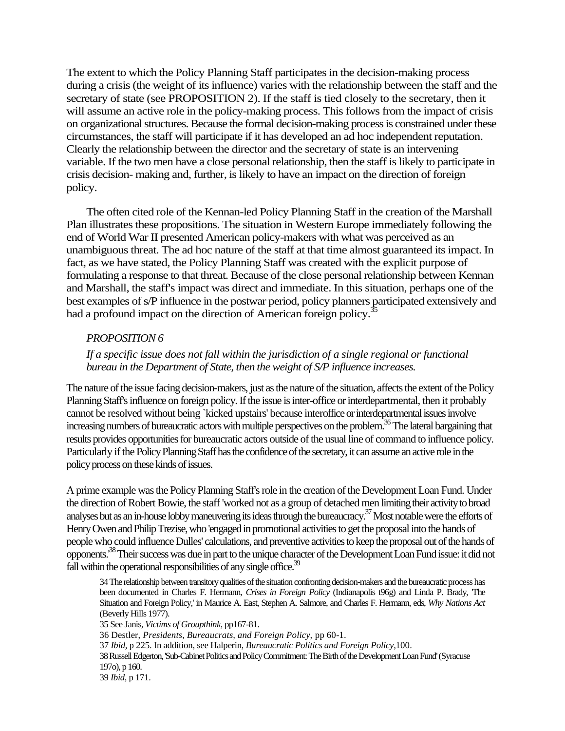The extent to which the Policy Planning Staff participates in the decision-making process during a crisis (the weight of its influence) varies with the relationship between the staff and the secretary of state (see PROPOSITION 2). If the staff is tied closely to the secretary, then it will assume an active role in the policy-making process. This follows from the impact of crisis on organizational structures. Because the formal decision-making process is constrained under these circumstances, the staff will participate if it has developed an ad hoc independent reputation. Clearly the relationship between the director and the secretary of state is an intervening variable. If the two men have a close personal relationship, then the staff is likely to participate in crisis decision- making and, further, is likely to have an impact on the direction of foreign policy.

The often cited role of the Kennan-led Policy Planning Staff in the creation of the Marshall Plan illustrates these propositions. The situation in Western Europe immediately following the end of World War II presented American policy-makers with what was perceived as an unambiguous threat. The ad hoc nature of the staff at that time almost guaranteed its impact. In fact, as we have stated, the Policy Planning Staff was created with the explicit purpose of formulating a response to that threat. Because of the close personal relationship between Kennan and Marshall, the staff's impact was direct and immediate. In this situation, perhaps one of the best examples of s/P influence in the postwar period, policy planners participated extensively and had a profound impact on the direction of American foreign policy.[35]

*PROPOSITION 6*

*If a specific issue does not fall within the jurisdiction of a single regional or functional bureau in the Department of State, then the weight of S/P influence increases.*

The nature of the issue facing decision-makers, just as the nature of the situation, affects the extent of the Policy Planning Staff's influence on foreign policy. If the issue is inter-office or interdepartmental, then it probably cannot be resolved without being `kicked upstairs' because interoffice or interdepartmental issues involve increasing numbers of bureaucratic actors with multiple perspectives on the problem.[36] The lateral bargaining that results provides opportunities for bureaucratic actors outside of the usual line of command to influence policy. Particularly if the Policy Planning Staff has the confidence of the secretary, it can assume an active role in the policy process on these kinds of issues.

A prime example was the Policy Planning Staff's role in the creation of the Development Loan Fund. Under the direction of Robert Bowie, the staff 'worked not as a group of detached men limiting their activity to broad analyses but as an in-house lobby maneuvering its ideas through the bureaucracy.[37] Most notable were the efforts of Henry Owen and Philip Trezise, who 'engaged in promotional activities to get the proposal into the hands of people who could influence Dulles' calculations, and preventive activities to keep the proposal out of the hands of opponents.'[38] Their success was due in part to the unique character of the Development Loan Fund issue: it did not fall within the operational responsibilities of any single office.[39]

34 The relationship between transitory qualities of the situation confronting decision-makers and the bureaucratic process has been documented in Charles F. Hermann, *Crises in Foreign Policy* (Indianapolis t96g) and Linda P. Brady, 'The Situation and Foreign Policy,' in Maurice A. East, Stephen A. Salmore, and Charles F. Hermann, eds, *Why Nations Act* (Beverly Hills 1977).

35 See Janis, *Victims of Groupthink*, pp167-81.

36 Destler, *Presidents, Bureaucrats, and Foreign Policy,* pp 60-1.

37 *Ibid,* p 225. In addition, see Halperin, *Bureaucratic Politics and Foreign Policy*,100.

38 Russell Edgerton, 'Sub-Cabinet Politics and Policy Commitment: The Birth of the Development Loan Fund' (Syracuse 197o), p 160.

39 *Ibid*, p 171.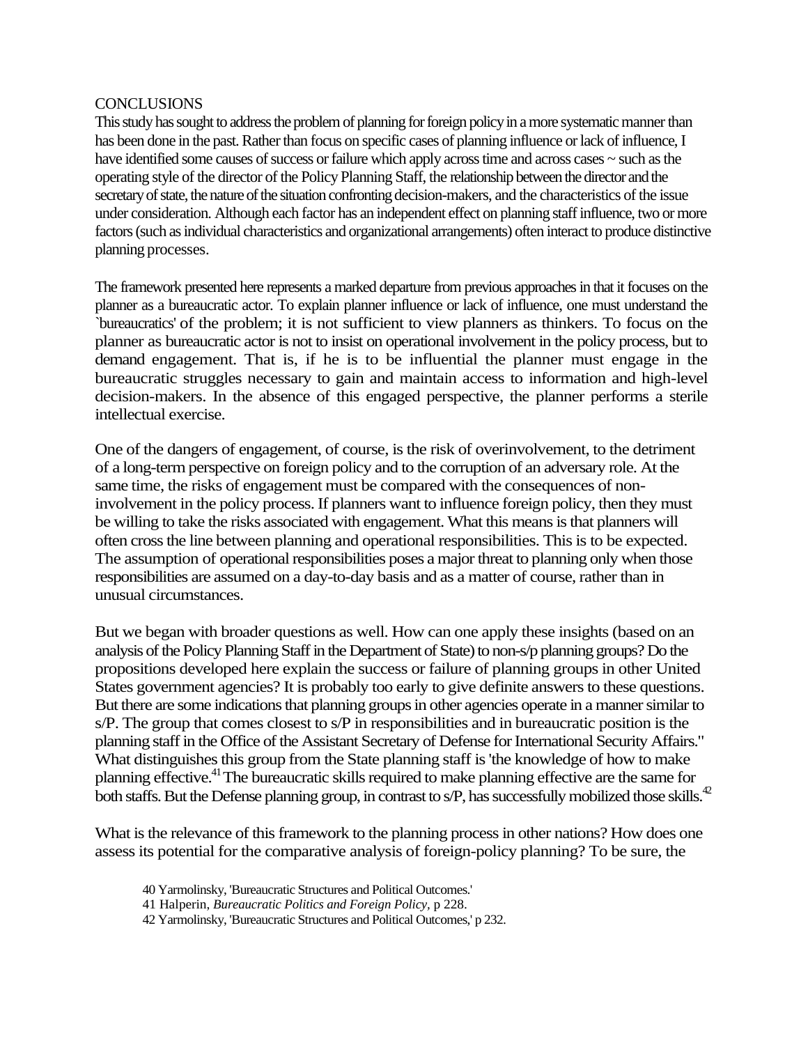## CONCLUSIONS

This study has sought to address the problem of planning for foreign policy in a more systematic manner than has been done in the past. Rather than focus on specific cases of planning influence or lack of influence, I have identified some causes of success or failure which apply across time and across cases ~ such as the operating style of the director of the Policy Planning Staff, the relationship between the director and the secretary of state, the nature of the situation confronting decision-makers, and the characteristics of the issue under consideration. Although each factor has an independent effect on planning staff influence, two or more factors (such as individual characteristics and organizational arrangements) often interact to produce distinctive planning processes.

The framework presented here represents a marked departure from previous approaches in that it focuses on the planner as a bureaucratic actor. To explain planner influence or lack of influence, one must understand the `bureaucratics' of the problem; it is not sufficient to view planners as thinkers. To focus on the planner as bureaucratic actor is not to insist on operational involvement in the policy process, but to demand engagement. That is, if he is to be influential the planner must engage in the bureaucratic struggles necessary to gain and maintain access to information and high-level decision-makers. In the absence of this engaged perspective, the planner performs a sterile intellectual exercise.

One of the dangers of engagement, of course, is the risk of overinvolvement, to the detriment of a long-term perspective on foreign policy and to the corruption of an adversary role. At the same time, the risks of engagement must be compared with the consequences of non-involvement in the policy process. If planners want to influence foreign policy, then they must be willing to take the risks associated with engagement. What this means is that planners will often cross the line between planning and operational responsibilities. This is to be expected. The assumption of operational responsibilities poses a major threat to planning only when those responsibilities are assumed on a day-to-day basis and as a matter of course, rather than in unusual circumstances.

But we began with broader questions as well. How can one apply these insights (based on an analysis of the Policy Planning Staff in the Department of State) to non-s/p planning groups? Do the propositions developed here explain the success or failure of planning groups in other United States government agencies? It is probably too early to give definite answers to these questions. But there are some indications that planning groups in other agencies operate in a manner similar to s/P. The group that comes closest to s/P in responsibilities and in bureaucratic position is the planning staff in the Office of the Assistant Secretary of Defense for International Security Affairs." What distinguishes this group from the State planning staff is 'the knowledge of how to make planning effective.[41] The bureaucratic skills required to make planning effective are the same for both staffs. But the Defense planning group, in contrast to s/P, has successfully mobilized those skills.[42]

What is the relevance of this framework to the planning process in other nations? How does one assess its potential for the comparative analysis of foreign-policy planning? To be sure, the

40 Yarmolinsky, 'Bureaucratic Structures and Political Outcomes.'

41 Halperin, *Bureaucratic Politics and Foreign Policy*, p 228.

42 Yarmolinsky, 'Bureaucratic Structures and Political Outcomes,' p 232.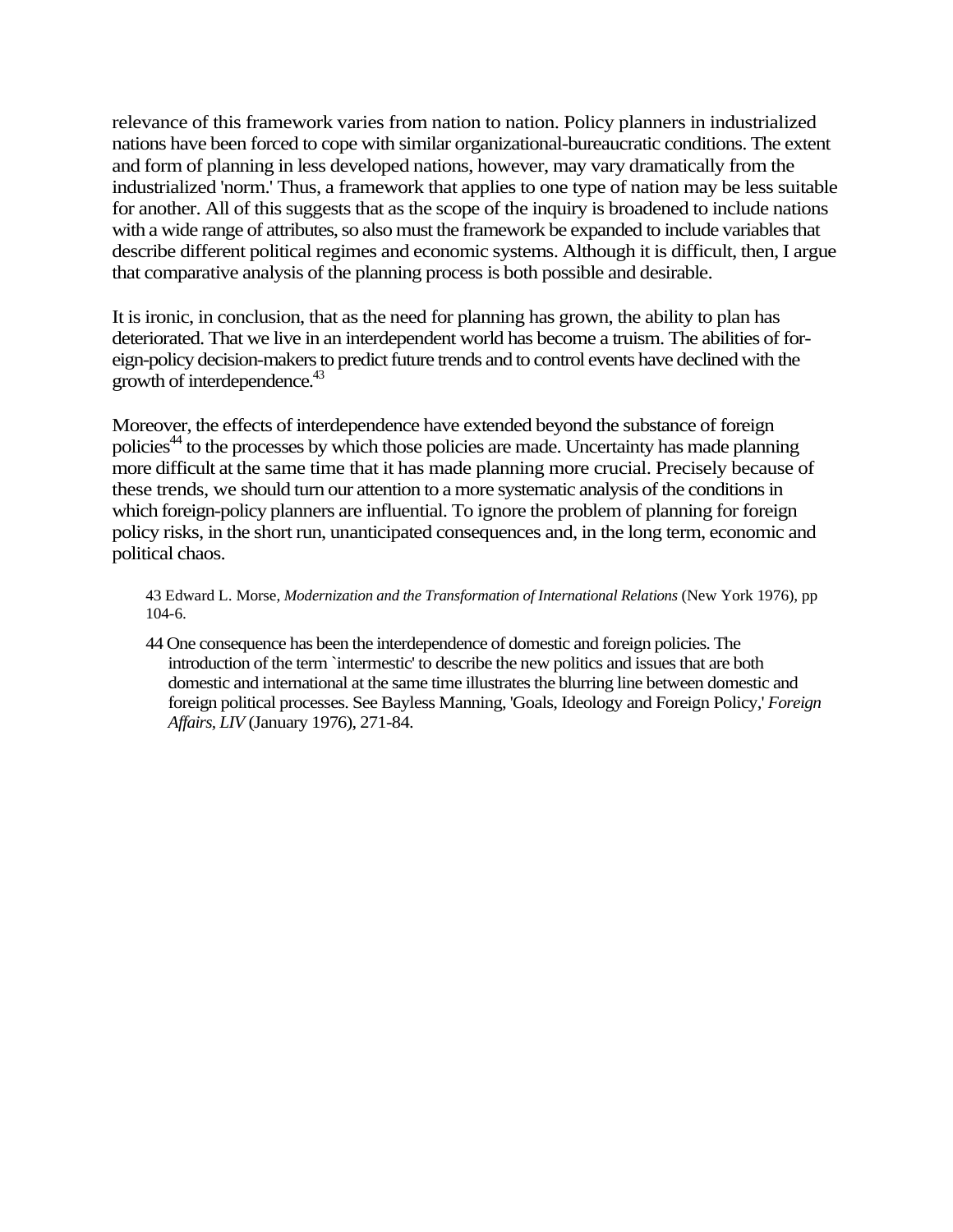relevance of this framework varies from nation to nation. Policy planners in industrialized nations have been forced to cope with similar organizational-bureaucratic conditions. The extent and form of planning in less developed nations, however, may vary dramatically from the industrialized 'norm.' Thus, a framework that applies to one type of nation may be less suitable for another. All of this suggests that as the scope of the inquiry is broadened to include nations with a wide range of attributes, so also must the framework be expanded to include variables that describe different political regimes and economic systems. Although it is difficult, then, I argue that comparative analysis of the planning process is both possible and desirable.

It is ironic, in conclusion, that as the need for planning has grown, the ability to plan has deteriorated. That we live in an interdependent world has become a truism. The abilities of foreign-policy decision-makers to predict future trends and to control events have declined with the growth of interdependence.[43]

Moreover, the effects of interdependence have extended beyond the substance of foreign policies[44] to the processes by which those policies are made. Uncertainty has made planning more difficult at the same time that it has made planning more crucial. Precisely because of these trends, we should turn our attention to a more systematic analysis of the conditions in which foreign-policy planners are influential. To ignore the problem of planning for foreign policy risks, in the short run, unanticipated consequences and, in the long term, economic and political chaos.

43 Edward L. Morse, *Modernization and the Transformation of International Relations* (New York 1976), pp 104-6.

44 One consequence has been the interdependence of domestic and foreign policies. The introduction of the term `intermestic' to describe the new politics and issues that are both domestic and international at the same time illustrates the blurring line between domestic and foreign political processes. See Bayless Manning, 'Goals, Ideology and Foreign Policy,' *Foreign Affairs, LIV* (January 1976), 271-84.